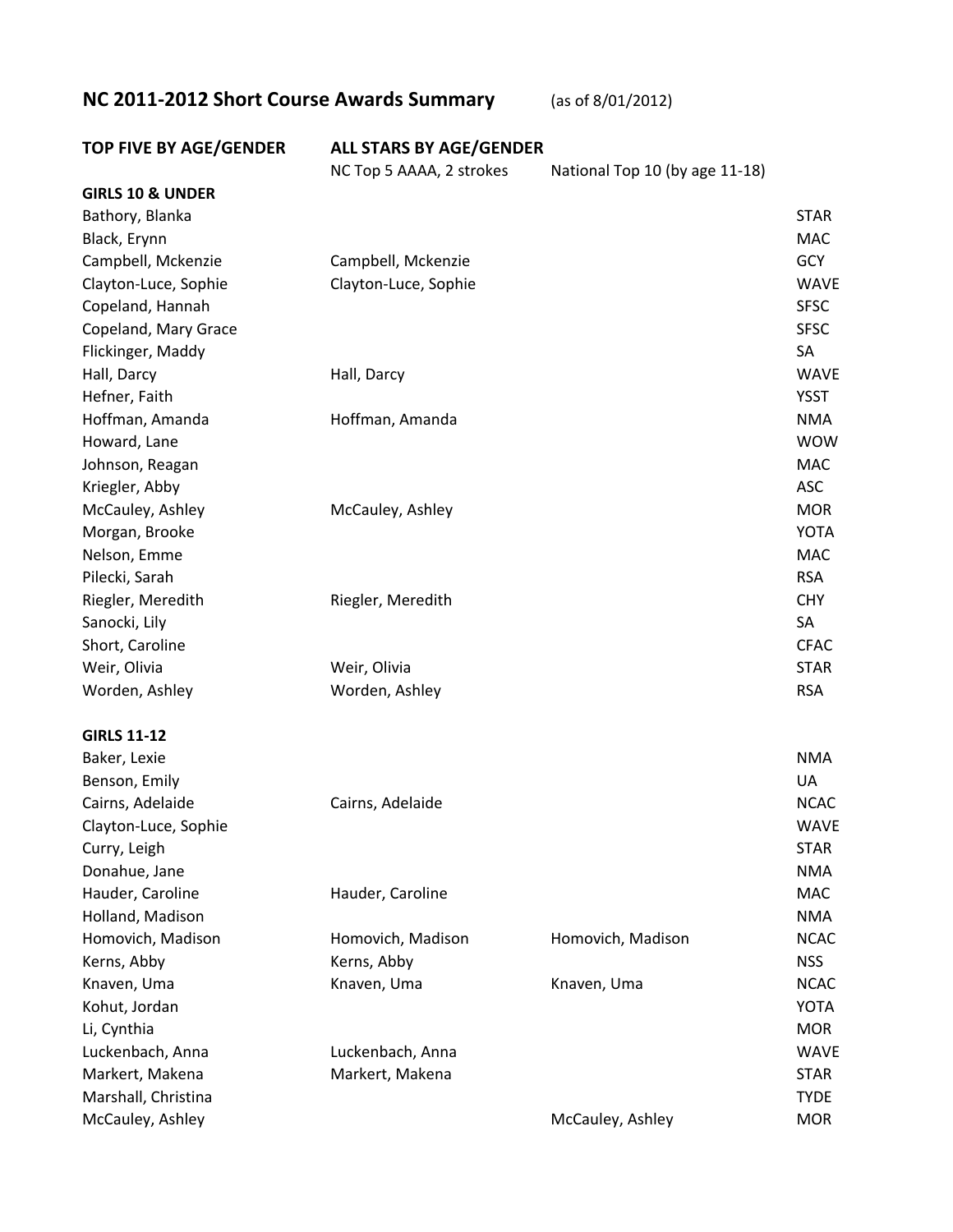## NC 2011-2012 Short Course Awards Summary (as of 8/01/2012)

| TOP FIVE BY AGE/GENDER | ALL STARS BY AGE/GENDER | | |
|---|---|---|---|
| | NC Top 5 AAAA, 2 strokes | National Top 10 (by age 11-18) | |
| **GIRLS 10 & UNDER** | | | |
| Bathory, Blanka | | | STAR |
| Black, Erynn | | | MAC |
| Campbell, Mckenzie | Campbell, Mckenzie | | GCY |
| Clayton-Luce, Sophie | Clayton-Luce, Sophie | | WAVE |
| Copeland, Hannah | | | SFSC |
| Copeland, Mary Grace | | | SFSC |
| Flickinger, Maddy | | | SA |
| Hall, Darcy | Hall, Darcy | | WAVE |
| Hefner, Faith | | | YSST |
| Hoffman, Amanda | Hoffman, Amanda | | NMA |
| Howard, Lane | | | WOW |
| Johnson, Reagan | | | MAC |
| Kriegler, Abby | | | ASC |
| McCauley, Ashley | McCauley, Ashley | | MOR |
| Morgan, Brooke | | | YOTA |
| Nelson, Emme | | | MAC |
| Pilecki, Sarah | | | RSA |
| Riegler, Meredith | Riegler, Meredith | | CHY |
| Sanocki, Lily | | | SA |
| Short, Caroline | | | CFAC |
| Weir, Olivia | Weir, Olivia | | STAR |
| Worden, Ashley | Worden, Ashley | | RSA |
| **GIRLS 11-12** | | | |
| Baker, Lexie | | | NMA |
| Benson, Emily | | | UA |
| Cairns, Adelaide | Cairns, Adelaide | | NCAC |
| Clayton-Luce, Sophie | | | WAVE |
| Curry, Leigh | | | STAR |
| Donahue, Jane | | | NMA |
| Hauder, Caroline | Hauder, Caroline | | MAC |
| Holland, Madison | | | NMA |
| Homovich, Madison | Homovich, Madison | Homovich, Madison | NCAC |
| Kerns, Abby | Kerns, Abby | | NSS |
| Knaven, Uma | Knaven, Uma | Knaven, Uma | NCAC |
| Kohut, Jordan | | | YOTA |
| Li, Cynthia | | | MOR |
| Luckenbach, Anna | Luckenbach, Anna | | WAVE |
| Markert, Makena | Markert, Makena | | STAR |
| Marshall, Christina | | | TYDE |
| McCauley, Ashley | | McCauley, Ashley | MOR |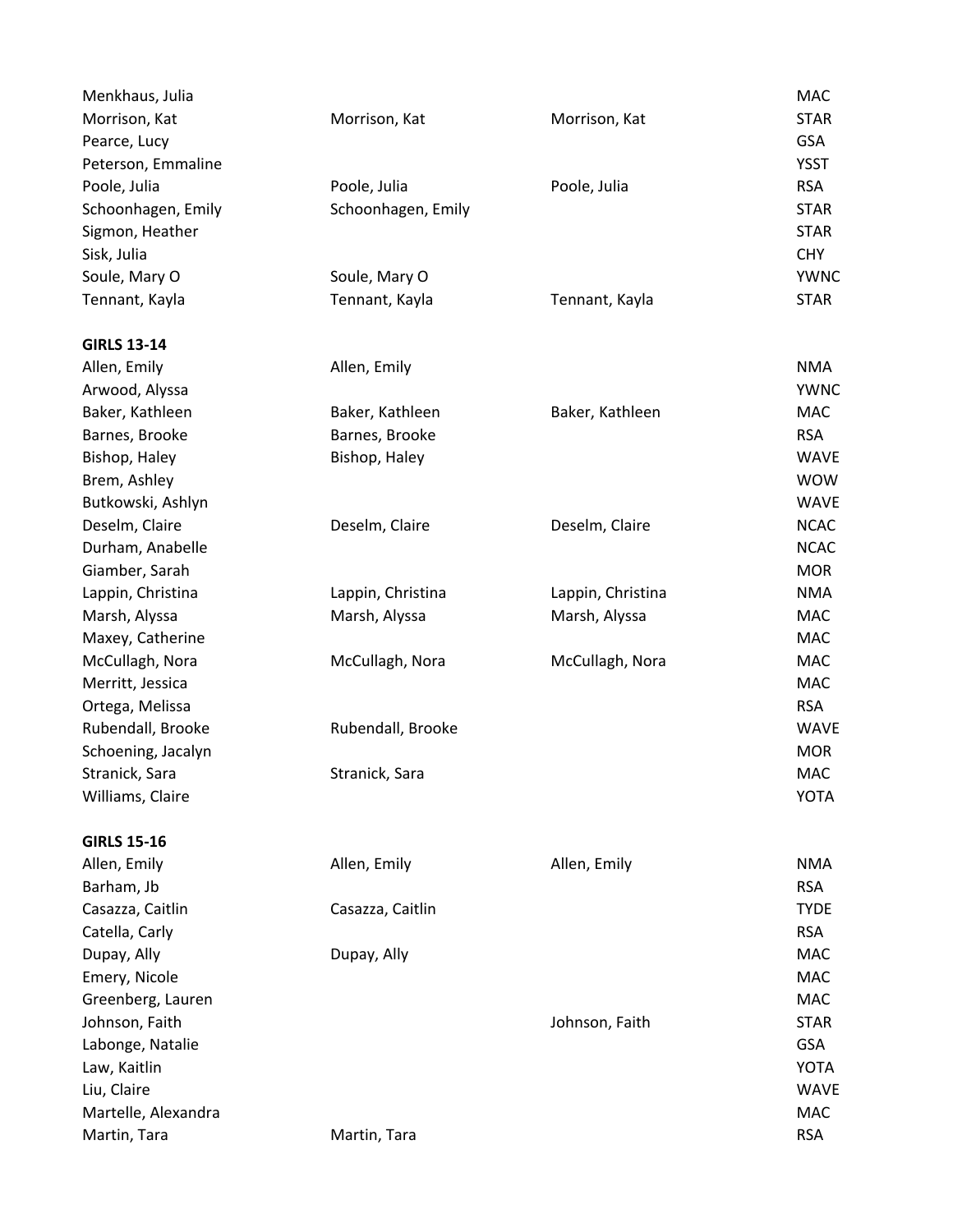| | | | |
|---|---|---|---|
| Menkhaus, Julia | | | MAC |
| Morrison, Kat | Morrison, Kat | Morrison, Kat | STAR |
| Pearce, Lucy | | | GSA |
| Peterson, Emmaline | | | YSST |
| Poole, Julia | Poole, Julia | Poole, Julia | RSA |
| Schoonhagen, Emily | Schoonhagen, Emily | | STAR |
| Sigmon, Heather | | | STAR |
| Sisk, Julia | | | CHY |
| Soule, Mary O | Soule, Mary O | | YWNC |
| Tennant, Kayla | Tennant, Kayla | Tennant, Kayla | STAR |

**GIRLS 13-14**

| | | | |
|---|---|---|---|
| Allen, Emily | Allen, Emily | | NMA |
| Arwood, Alyssa | | | YWNC |
| Baker, Kathleen | Baker, Kathleen | Baker, Kathleen | MAC |
| Barnes, Brooke | Barnes, Brooke | | RSA |
| Bishop, Haley | Bishop, Haley | | WAVE |
| Brem, Ashley | | | WOW |
| Butkowski, Ashlyn | | | WAVE |
| Deselm, Claire | Deselm, Claire | Deselm, Claire | NCAC |
| Durham, Anabelle | | | NCAC |
| Giamber, Sarah | | | MOR |
| Lappin, Christina | Lappin, Christina | Lappin, Christina | NMA |
| Marsh, Alyssa | Marsh, Alyssa | Marsh, Alyssa | MAC |
| Maxey, Catherine | | | MAC |
| McCullagh, Nora | McCullagh, Nora | McCullagh, Nora | MAC |
| Merritt, Jessica | | | MAC |
| Ortega, Melissa | | | RSA |
| Rubendall, Brooke | Rubendall, Brooke | | WAVE |
| Schoening, Jacalyn | | | MOR |
| Stranick, Sara | Stranick, Sara | | MAC |
| Williams, Claire | | | YOTA |

**GIRLS 15-16**

| | | | |
|---|---|---|---|
| Allen, Emily | Allen, Emily | Allen, Emily | NMA |
| Barham, Jb | | | RSA |
| Casazza, Caitlin | Casazza, Caitlin | | TYDE |
| Catella, Carly | | | RSA |
| Dupay, Ally | Dupay, Ally | | MAC |
| Emery, Nicole | | | MAC |
| Greenberg, Lauren | | | MAC |
| Johnson, Faith | | Johnson, Faith | STAR |
| Labonge, Natalie | | | GSA |
| Law, Kaitlin | | | YOTA |
| Liu, Claire | | | WAVE |
| Martelle, Alexandra | | | MAC |
| Martin, Tara | Martin, Tara | | RSA |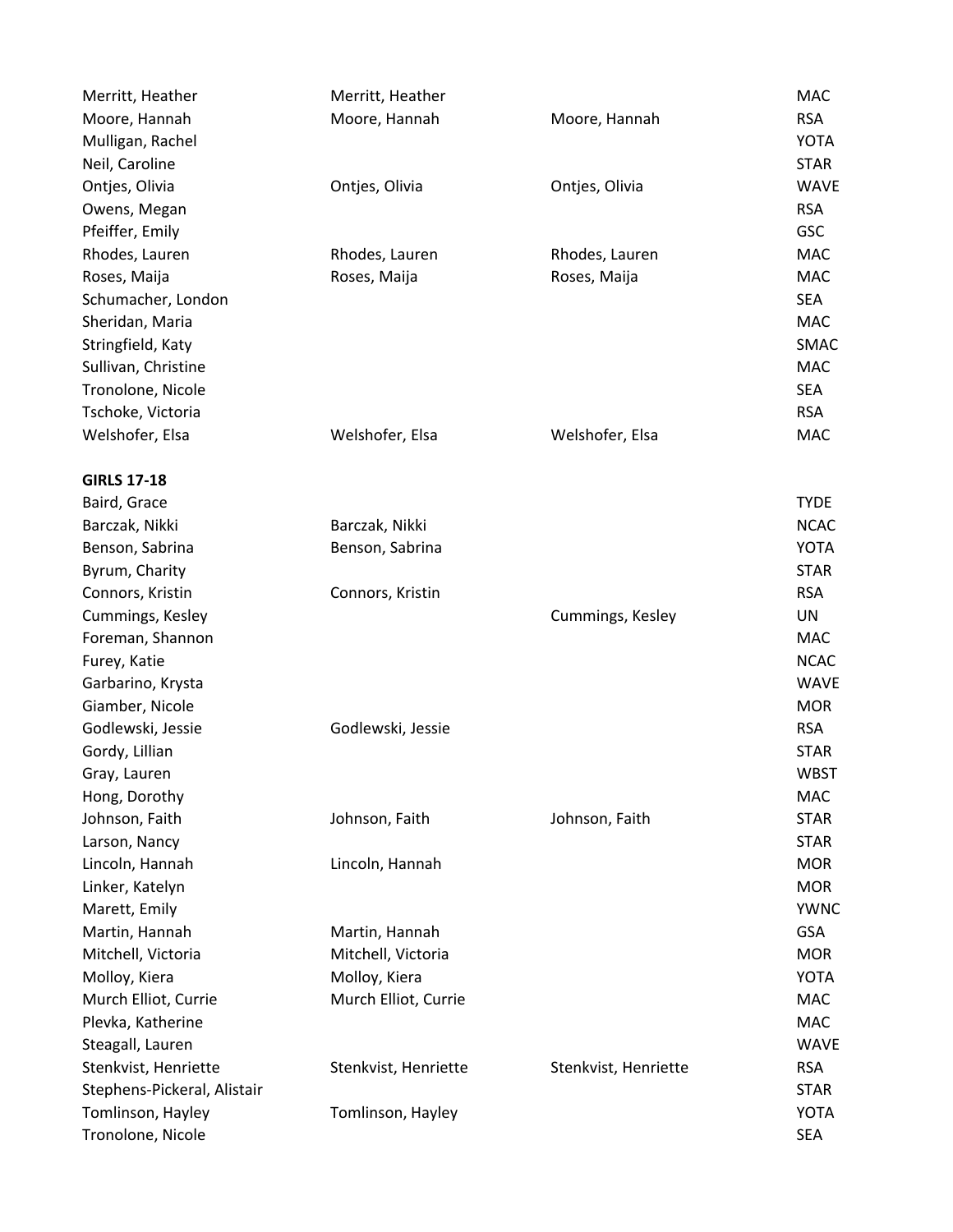| | | | |
|---|---|---|---|
| Merritt, Heather | Merritt, Heather | | MAC |
| Moore, Hannah | Moore, Hannah | Moore, Hannah | RSA |
| Mulligan, Rachel | | | YOTA |
| Neil, Caroline | | | STAR |
| Ontjes, Olivia | Ontjes, Olivia | Ontjes, Olivia | WAVE |
| Owens, Megan | | | RSA |
| Pfeiffer, Emily | | | GSC |
| Rhodes, Lauren | Rhodes, Lauren | Rhodes, Lauren | MAC |
| Roses, Maija | Roses, Maija | Roses, Maija | MAC |
| Schumacher, London | | | SEA |
| Sheridan, Maria | | | MAC |
| Stringfield, Katy | | | SMAC |
| Sullivan, Christine | | | MAC |
| Tronolone, Nicole | | | SEA |
| Tschoke, Victoria | | | RSA |
| Welshofer, Elsa | Welshofer, Elsa | Welshofer, Elsa | MAC |

**GIRLS 17-18**

| | | | |
|---|---|---|---|
| Baird, Grace | | | TYDE |
| Barczak, Nikki | Barczak, Nikki | | NCAC |
| Benson, Sabrina | Benson, Sabrina | | YOTA |
| Byrum, Charity | | | STAR |
| Connors, Kristin | Connors, Kristin | | RSA |
| Cummings, Kesley | | Cummings, Kesley | UN |
| Foreman, Shannon | | | MAC |
| Furey, Katie | | | NCAC |
| Garbarino, Krysta | | | WAVE |
| Giamber, Nicole | | | MOR |
| Godlewski, Jessie | Godlewski, Jessie | | RSA |
| Gordy, Lillian | | | STAR |
| Gray, Lauren | | | WBST |
| Hong, Dorothy | | | MAC |
| Johnson, Faith | Johnson, Faith | Johnson, Faith | STAR |
| Larson, Nancy | | | STAR |
| Lincoln, Hannah | Lincoln, Hannah | | MOR |
| Linker, Katelyn | | | MOR |
| Marett, Emily | | | YWNC |
| Martin, Hannah | Martin, Hannah | | GSA |
| Mitchell, Victoria | Mitchell, Victoria | | MOR |
| Molloy, Kiera | Molloy, Kiera | | YOTA |
| Murch Elliot, Currie | Murch Elliot, Currie | | MAC |
| Plevka, Katherine | | | MAC |
| Steagall, Lauren | | | WAVE |
| Stenkvist, Henriette | Stenkvist, Henriette | Stenkvist, Henriette | RSA |
| Stephens-Pickeral, Alistair | | | STAR |
| Tomlinson, Hayley | Tomlinson, Hayley | | YOTA |
| Tronolone, Nicole | | | SEA |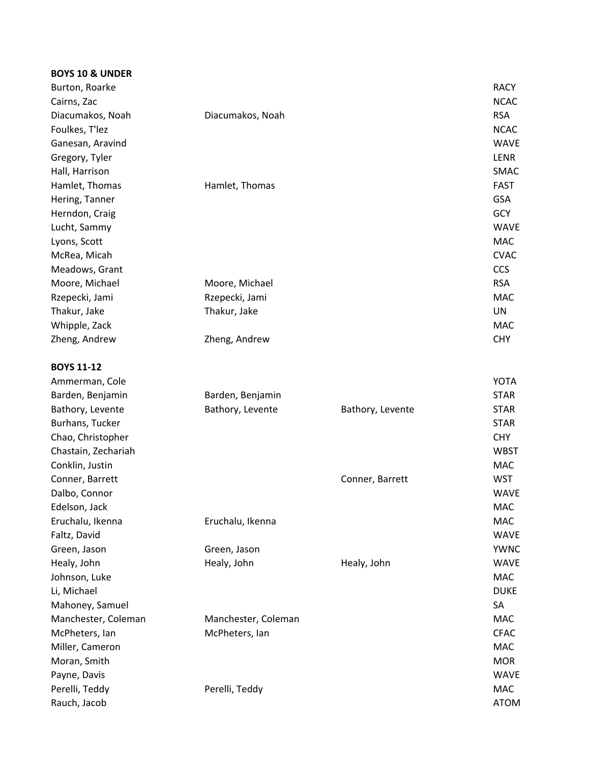**BOYS 10 & UNDER**

| | | | |
|---|---|---|---|
| Burton, Roarke | | | RACY |
| Cairns, Zac | | | NCAC |
| Diacumakos, Noah | Diacumakos, Noah | | RSA |
| Foulkes, T'lez | | | NCAC |
| Ganesan, Aravind | | | WAVE |
| Gregory, Tyler | | | LENR |
| Hall, Harrison | | | SMAC |
| Hamlet, Thomas | Hamlet, Thomas | | FAST |
| Hering, Tanner | | | GSA |
| Herndon, Craig | | | GCY |
| Lucht, Sammy | | | WAVE |
| Lyons, Scott | | | MAC |
| McRea, Micah | | | CVAC |
| Meadows, Grant | | | CCS |
| Moore, Michael | Moore, Michael | | RSA |
| Rzepecki, Jami | Rzepecki, Jami | | MAC |
| Thakur, Jake | Thakur, Jake | | UN |
| Whipple, Zack | | | MAC |
| Zheng, Andrew | Zheng, Andrew | | CHY |

**BOYS 11-12**

| | | | |
|---|---|---|---|
| Ammerman, Cole | | | YOTA |
| Barden, Benjamin | Barden, Benjamin | | STAR |
| Bathory, Levente | Bathory, Levente | Bathory, Levente | STAR |
| Burhans, Tucker | | | STAR |
| Chao, Christopher | | | CHY |
| Chastain, Zechariah | | | WBST |
| Conklin, Justin | | | MAC |
| Conner, Barrett | | Conner, Barrett | WST |
| Dalbo, Connor | | | WAVE |
| Edelson, Jack | | | MAC |
| Eruchalu, Ikenna | Eruchalu, Ikenna | | MAC |
| Faltz, David | | | WAVE |
| Green, Jason | Green, Jason | | YWNC |
| Healy, John | Healy, John | Healy, John | WAVE |
| Johnson, Luke | | | MAC |
| Li, Michael | | | DUKE |
| Mahoney, Samuel | | | SA |
| Manchester, Coleman | Manchester, Coleman | | MAC |
| McPheters, Ian | McPheters, Ian | | CFAC |
| Miller, Cameron | | | MAC |
| Moran, Smith | | | MOR |
| Payne, Davis | | | WAVE |
| Perelli, Teddy | Perelli, Teddy | | MAC |
| Rauch, Jacob | | | ATOM |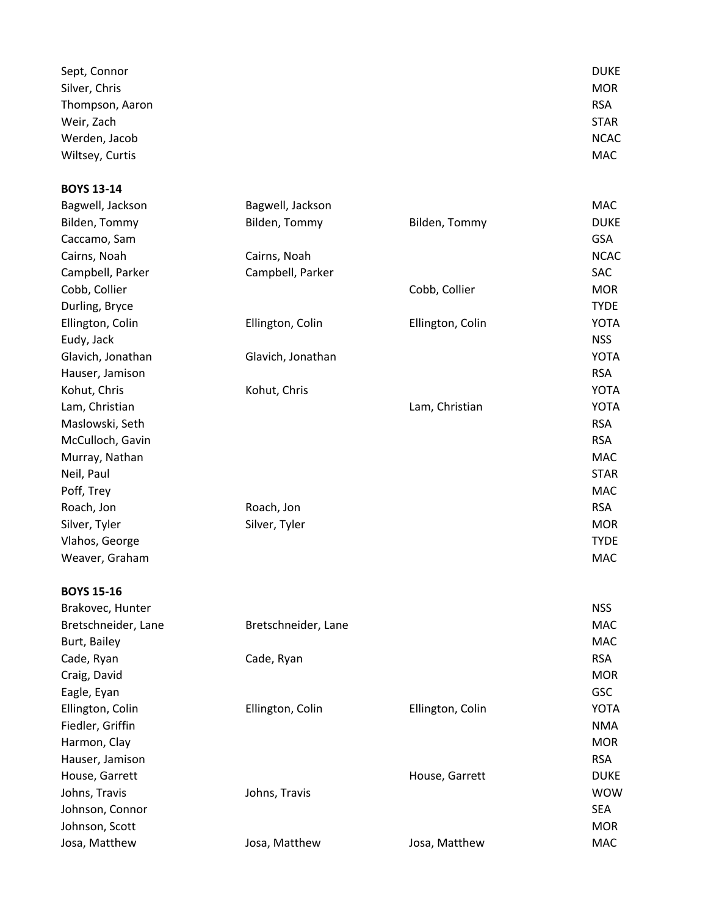| | | | |
|---|---|---|---|
| Sept, Connor | | | DUKE |
| Silver, Chris | | | MOR |
| Thompson, Aaron | | | RSA |
| Weir, Zach | | | STAR |
| Werden, Jacob | | | NCAC |
| Wiltsey, Curtis | | | MAC |

**BOYS 13-14**

| | | | |
|---|---|---|---|
| Bagwell, Jackson | Bagwell, Jackson | | MAC |
| Bilden, Tommy | Bilden, Tommy | Bilden, Tommy | DUKE |
| Caccamo, Sam | | | GSA |
| Cairns, Noah | Cairns, Noah | | NCAC |
| Campbell, Parker | Campbell, Parker | | SAC |
| Cobb, Collier | | Cobb, Collier | MOR |
| Durling, Bryce | | | TYDE |
| Ellington, Colin | Ellington, Colin | Ellington, Colin | YOTA |
| Eudy, Jack | | | NSS |
| Glavich, Jonathan | Glavich, Jonathan | | YOTA |
| Hauser, Jamison | | | RSA |
| Kohut, Chris | Kohut, Chris | | YOTA |
| Lam, Christian | | Lam, Christian | YOTA |
| Maslowski, Seth | | | RSA |
| McCulloch, Gavin | | | RSA |
| Murray, Nathan | | | MAC |
| Neil, Paul | | | STAR |
| Poff, Trey | | | MAC |
| Roach, Jon | Roach, Jon | | RSA |
| Silver, Tyler | Silver, Tyler | | MOR |
| Vlahos, George | | | TYDE |
| Weaver, Graham | | | MAC |

**BOYS 15-16**

| | | | |
|---|---|---|---|
| Brakovec, Hunter | | | NSS |
| Bretschneider, Lane | Bretschneider, Lane | | MAC |
| Burt, Bailey | | | MAC |
| Cade, Ryan | Cade, Ryan | | RSA |
| Craig, David | | | MOR |
| Eagle, Eyan | | | GSC |
| Ellington, Colin | Ellington, Colin | Ellington, Colin | YOTA |
| Fiedler, Griffin | | | NMA |
| Harmon, Clay | | | MOR |
| Hauser, Jamison | | | RSA |
| House, Garrett | | House, Garrett | DUKE |
| Johns, Travis | Johns, Travis | | WOW |
| Johnson, Connor | | | SEA |
| Johnson, Scott | | | MOR |
| Josa, Matthew | Josa, Matthew | Josa, Matthew | MAC |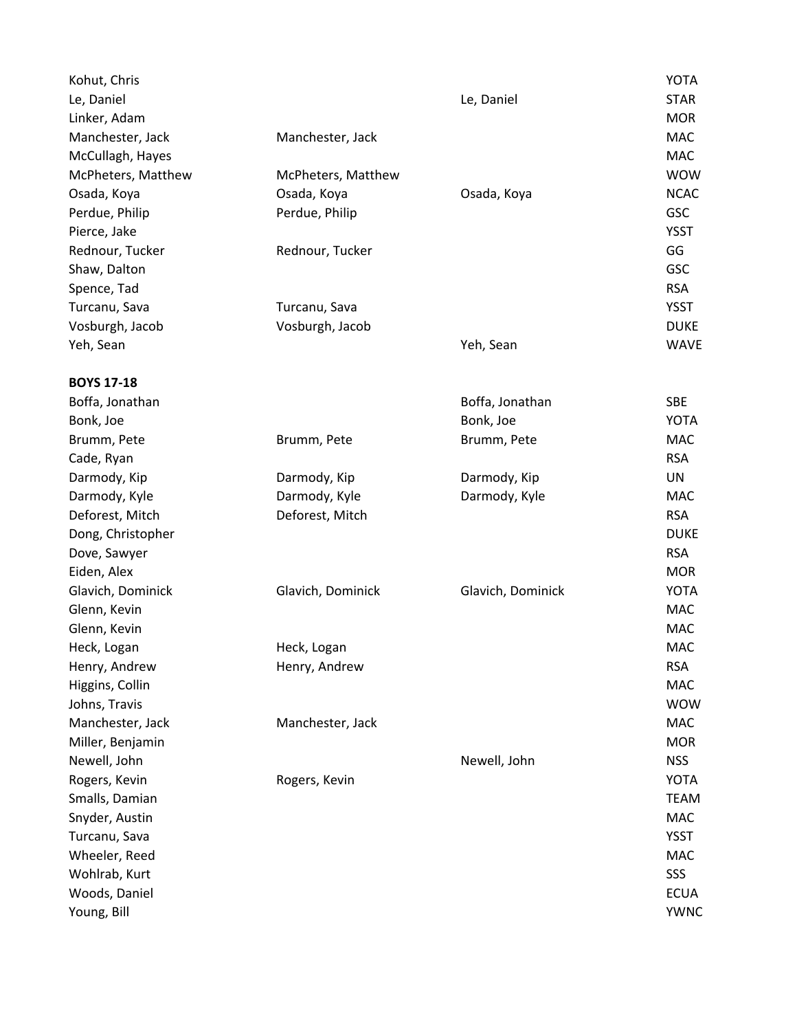| | | | |
|---|---|---|---|
| Kohut, Chris | | | YOTA |
| Le, Daniel | | Le, Daniel | STAR |
| Linker, Adam | | | MOR |
| Manchester, Jack | Manchester, Jack | | MAC |
| McCullagh, Hayes | | | MAC |
| McPheters, Matthew | McPheters, Matthew | | WOW |
| Osada, Koya | Osada, Koya | Osada, Koya | NCAC |
| Perdue, Philip | Perdue, Philip | | GSC |
| Pierce, Jake | | | YSST |
| Rednour, Tucker | Rednour, Tucker | | GG |
| Shaw, Dalton | | | GSC |
| Spence, Tad | | | RSA |
| Turcanu, Sava | Turcanu, Sava | | YSST |
| Vosburgh, Jacob | Vosburgh, Jacob | | DUKE |
| Yeh, Sean | | Yeh, Sean | WAVE |

**BOYS 17-18**

| | | | |
|---|---|---|---|
| Boffa, Jonathan | | Boffa, Jonathan | SBE |
| Bonk, Joe | | Bonk, Joe | YOTA |
| Brumm, Pete | Brumm, Pete | Brumm, Pete | MAC |
| Cade, Ryan | | | RSA |
| Darmody, Kip | Darmody, Kip | Darmody, Kip | UN |
| Darmody, Kyle | Darmody, Kyle | Darmody, Kyle | MAC |
| Deforest, Mitch | Deforest, Mitch | | RSA |
| Dong, Christopher | | | DUKE |
| Dove, Sawyer | | | RSA |
| Eiden, Alex | | | MOR |
| Glavich, Dominick | Glavich, Dominick | Glavich, Dominick | YOTA |
| Glenn, Kevin | | | MAC |
| Glenn, Kevin | | | MAC |
| Heck, Logan | Heck, Logan | | MAC |
| Henry, Andrew | Henry, Andrew | | RSA |
| Higgins, Collin | | | MAC |
| Johns, Travis | | | WOW |
| Manchester, Jack | Manchester, Jack | | MAC |
| Miller, Benjamin | | | MOR |
| Newell, John | | Newell, John | NSS |
| Rogers, Kevin | Rogers, Kevin | | YOTA |
| Smalls, Damian | | | TEAM |
| Snyder, Austin | | | MAC |
| Turcanu, Sava | | | YSST |
| Wheeler, Reed | | | MAC |
| Wohlrab, Kurt | | | SSS |
| Woods, Daniel | | | ECUA |
| Young, Bill | | | YWNC |